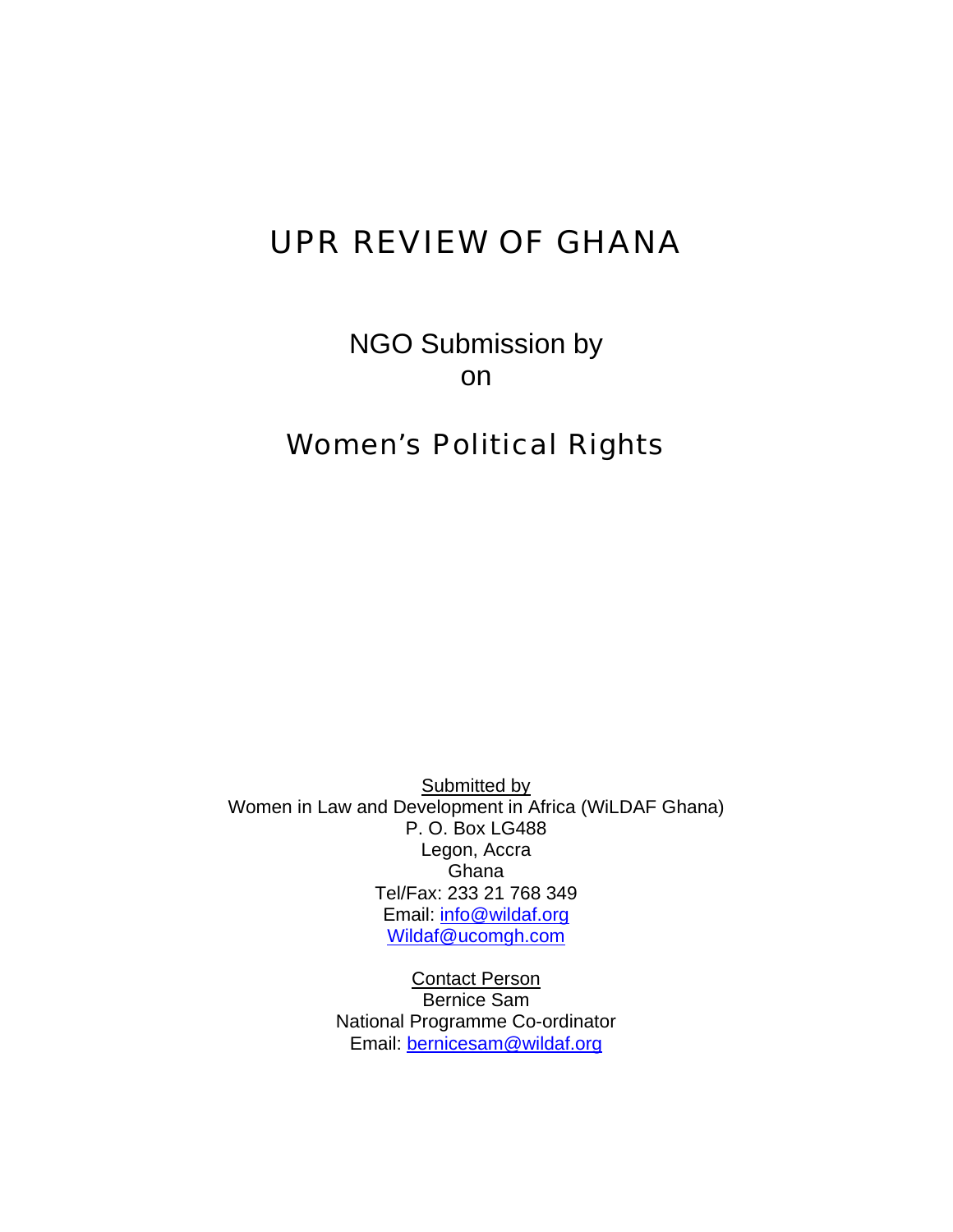# UPR REVIEW OF GHANA

NGO Submission by
on

## Women's Political Rights

Submitted by
Women in Law and Development in Africa (WiLDAF Ghana)
P. O. Box LG488
Legon, Accra
Ghana
Tel/Fax: 233 21 768 349
Email: info@wildaf.org
Wildaf@ucomgh.com

Contact Person
Bernice Sam
National Programme Co-ordinator
Email: bernicesam@wildaf.org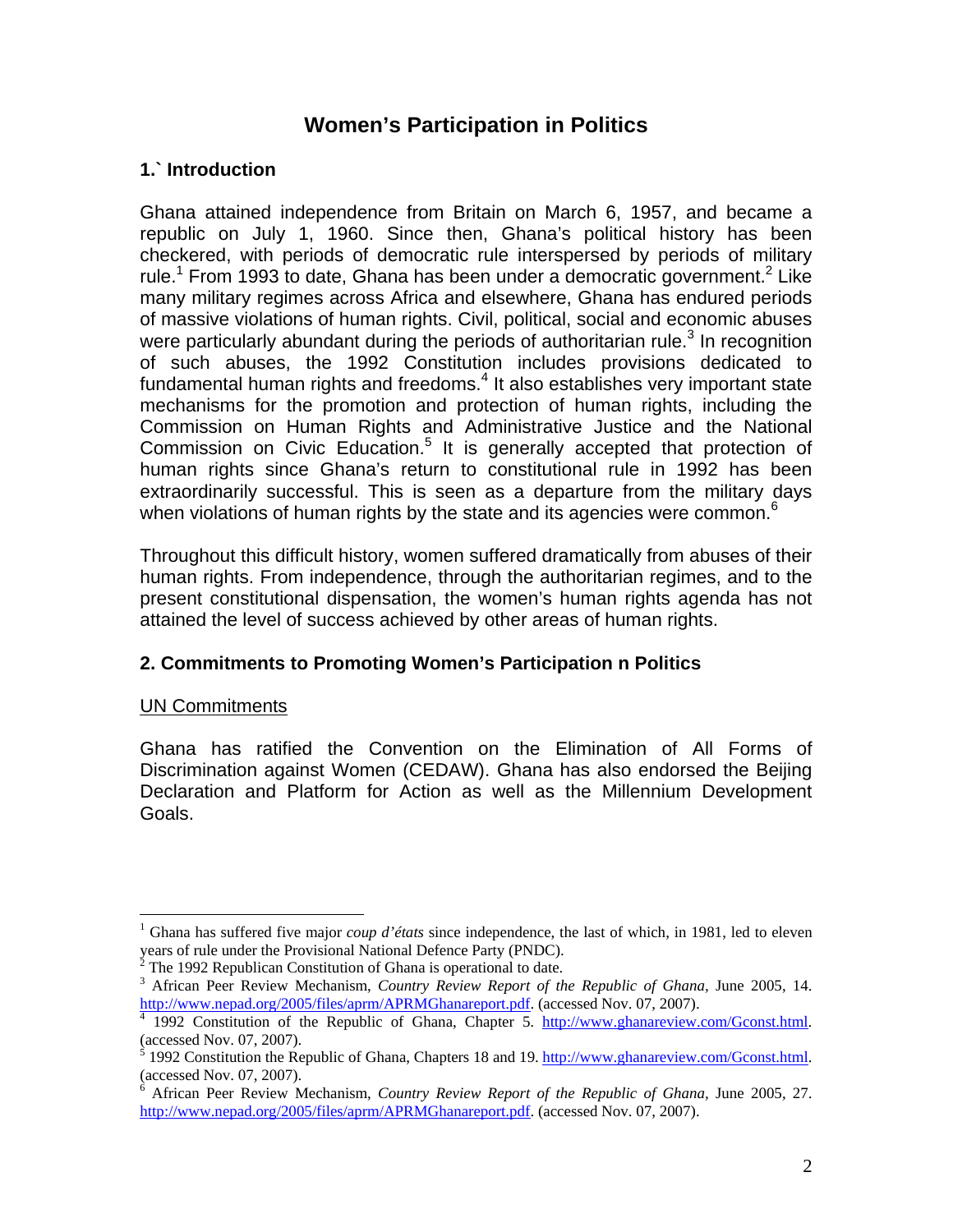# Women's Participation in Politics

## 1.` Introduction

Ghana attained independence from Britain on March 6, 1957, and became a republic on July 1, 1960. Since then, Ghana's political history has been checkered, with periods of democratic rule interspersed by periods of military rule.[1] From 1993 to date, Ghana has been under a democratic government.[2] Like many military regimes across Africa and elsewhere, Ghana has endured periods of massive violations of human rights. Civil, political, social and economic abuses were particularly abundant during the periods of authoritarian rule.[3] In recognition of such abuses, the 1992 Constitution includes provisions dedicated to fundamental human rights and freedoms.[4] It also establishes very important state mechanisms for the promotion and protection of human rights, including the Commission on Human Rights and Administrative Justice and the National Commission on Civic Education.[5] It is generally accepted that protection of human rights since Ghana's return to constitutional rule in 1992 has been extraordinarily successful. This is seen as a departure from the military days when violations of human rights by the state and its agencies were common.[6]

Throughout this difficult history, women suffered dramatically from abuses of their human rights. From independence, through the authoritarian regimes, and to the present constitutional dispensation, the women's human rights agenda has not attained the level of success achieved by other areas of human rights.

## 2. Commitments to Promoting Women's Participation n Politics

UN Commitments

Ghana has ratified the Convention on the Elimination of All Forms of Discrimination against Women (CEDAW). Ghana has also endorsed the Beijing Declaration and Platform for Action as well as the Millennium Development Goals.

---

[1] Ghana has suffered five major *coup d'états* since independence, the last of which, in 1981, led to eleven years of rule under the Provisional National Defence Party (PNDC).

[2] The 1992 Republican Constitution of Ghana is operational to date.

[3] African Peer Review Mechanism, *Country Review Report of the Republic of Ghana,* June 2005, 14. http://www.nepad.org/2005/files/aprm/APRMGhanareport.pdf. (accessed Nov. 07, 2007).

[4] 1992 Constitution of the Republic of Ghana, Chapter 5. http://www.ghanareview.com/Gconst.html. (accessed Nov. 07, 2007).

[5] 1992 Constitution the Republic of Ghana, Chapters 18 and 19. http://www.ghanareview.com/Gconst.html. (accessed Nov. 07, 2007).

[6] African Peer Review Mechanism, *Country Review Report of the Republic of Ghana,* June 2005, 27. http://www.nepad.org/2005/files/aprm/APRMGhanareport.pdf. (accessed Nov. 07, 2007).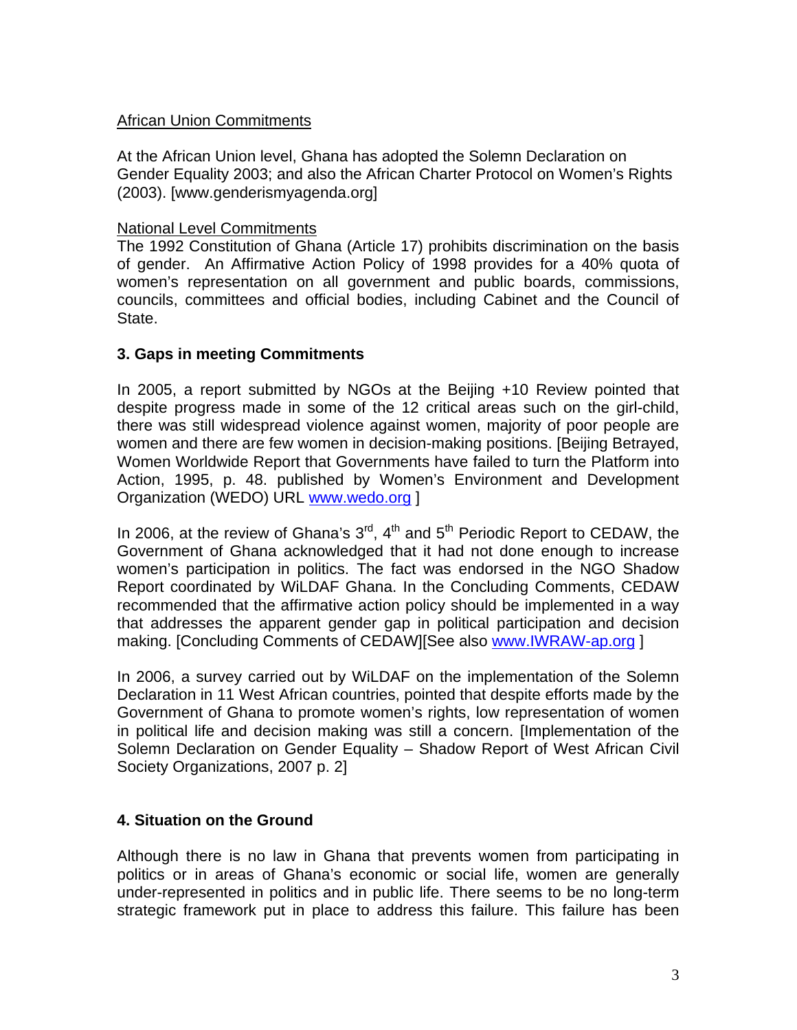African Union Commitments

At the African Union level, Ghana has adopted the Solemn Declaration on Gender Equality 2003; and also the African Charter Protocol on Women's Rights (2003). [www.genderismyagenda.org]

National Level Commitments

The 1992 Constitution of Ghana (Article 17) prohibits discrimination on the basis of gender. An Affirmative Action Policy of 1998 provides for a 40% quota of women's representation on all government and public boards, commissions, councils, committees and official bodies, including Cabinet and the Council of State.

## 3. Gaps in meeting Commitments

In 2005, a report submitted by NGOs at the Beijing +10 Review pointed that despite progress made in some of the 12 critical areas such as on the girl-child, there was still widespread violence against women, majority of poor people are women and there are few women in decision-making positions. [Beijing Betrayed, Women Worldwide Report that Governments have failed to turn the Platform into Action, 1995, p. 48. published by Women's Environment and Development Organization (WEDO) URL www.wedo.org ]

In 2006, at the review of Ghana's 3rd, 4th and 5th Periodic Report to CEDAW, the Government of Ghana acknowledged that it had not done enough to increase women's participation in politics. The fact was endorsed in the NGO Shadow Report coordinated by WiLDAF Ghana. In the Concluding Comments, CEDAW recommended that the affirmative action policy should be implemented in a way that addresses the apparent gender gap in political participation and decision making. [Concluding Comments of CEDAW][See also www.IWRAW-ap.org ]

In 2006, a survey carried out by WiLDAF on the implementation of the Solemn Declaration in 11 West African countries, pointed that despite efforts made by the Government of Ghana to promote women's rights, low representation of women in political life and decision making was still a concern. [Implementation of the Solemn Declaration on Gender Equality – Shadow Report of West African Civil Society Organizations, 2007 p. 2]

## 4. Situation on the Ground

Although there is no law in Ghana that prevents women from participating in politics or in areas of Ghana's economic or social life, women are generally under-represented in politics and in public life. There seems to be no long-term strategic framework put in place to address this failure. This failure has been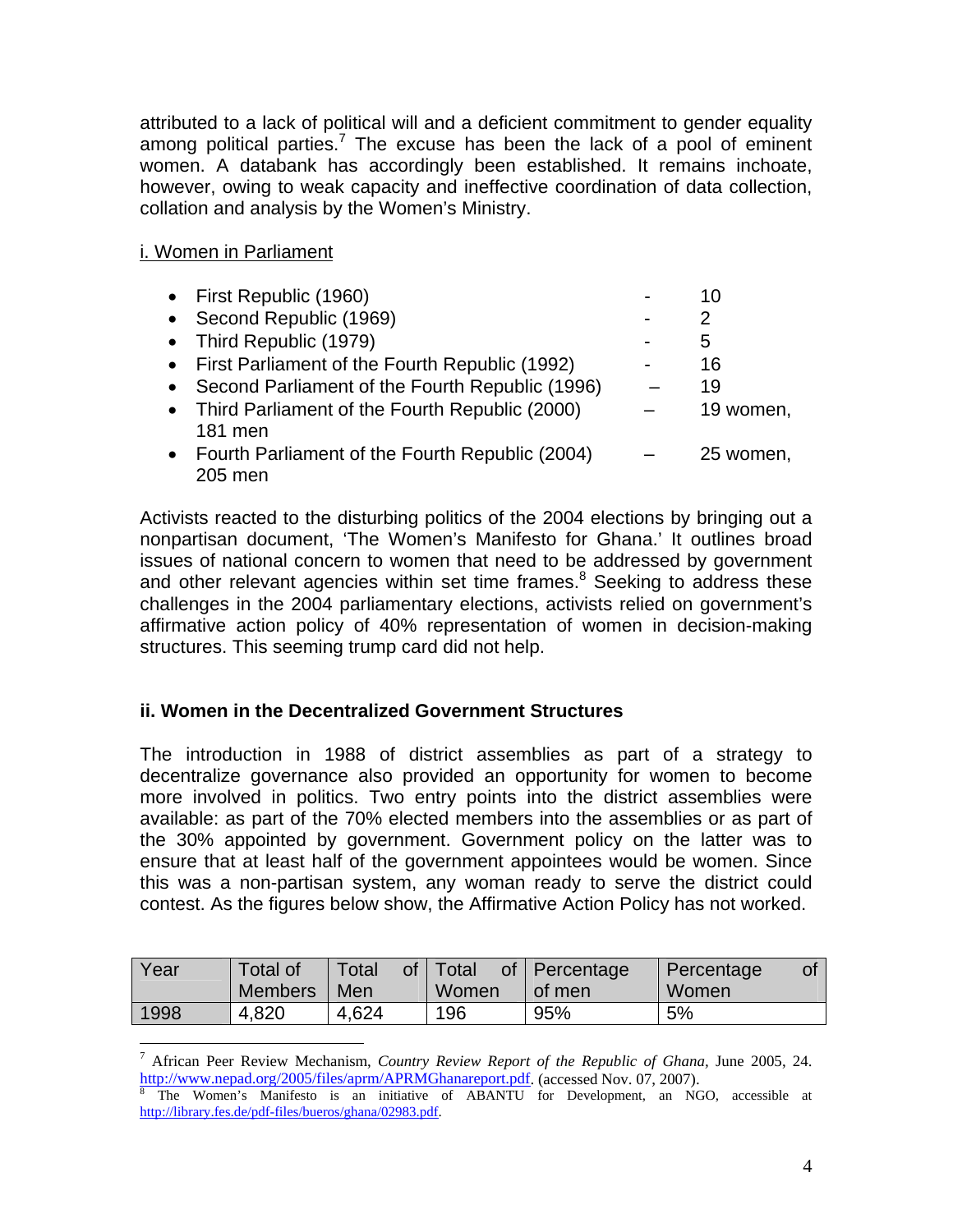attributed to a lack of political will and a deficient commitment to gender equality among political parties.[7] The excuse has been the lack of a pool of eminent women. A databank has accordingly been established. It remains inchoate, however, owing to weak capacity and ineffective coordination of data collection, collation and analysis by the Women's Ministry.

i. Women in Parliament

- First Republic (1960) - 10
- Second Republic (1969) - 2
- Third Republic (1979) - 5
- First Parliament of the Fourth Republic (1992) - 16
- Second Parliament of the Fourth Republic (1996) – 19
- Third Parliament of the Fourth Republic (2000) – 19 women, 181 men
- Fourth Parliament of the Fourth Republic (2004) – 25 women, 205 men

Activists reacted to the disturbing politics of the 2004 elections by bringing out a nonpartisan document, 'The Women's Manifesto for Ghana.' It outlines broad issues of national concern to women that need to be addressed by government and other relevant agencies within set time frames.[8] Seeking to address these challenges in the 2004 parliamentary elections, activists relied on government's affirmative action policy of 40% representation of women in decision-making structures. This seeming trump card did not help.

### ii. Women in the Decentralized Government Structures

The introduction in 1988 of district assemblies as part of a strategy to decentralize governance also provided an opportunity for women to become more involved in politics. Two entry points into the district assemblies were available: as part of the 70% elected members into the assemblies or as part of the 30% appointed by government. Government policy on the latter was to ensure that at least half of the government appointees would be women. Since this was a non-partisan system, any woman ready to serve the district could contest. As the figures below show, the Affirmative Action Policy has not worked.

| Year | Total of Members | Total of Men | Total of Women | Percentage of men | Percentage of Women |
|---|---|---|---|---|---|
| 1998 | 4,820 | 4,624 | 196 | 95% | 5% |

[7] African Peer Review Mechanism, *Country Review Report of the Republic of Ghana*, June 2005, 24. http://www.nepad.org/2005/files/aprm/APRMGhanareport.pdf. (accessed Nov. 07, 2007).

[8] The Women's Manifesto is an initiative of ABANTU for Development, an NGO, accessible at http://library.fes.de/pdf-files/bueros/ghana/02983.pdf.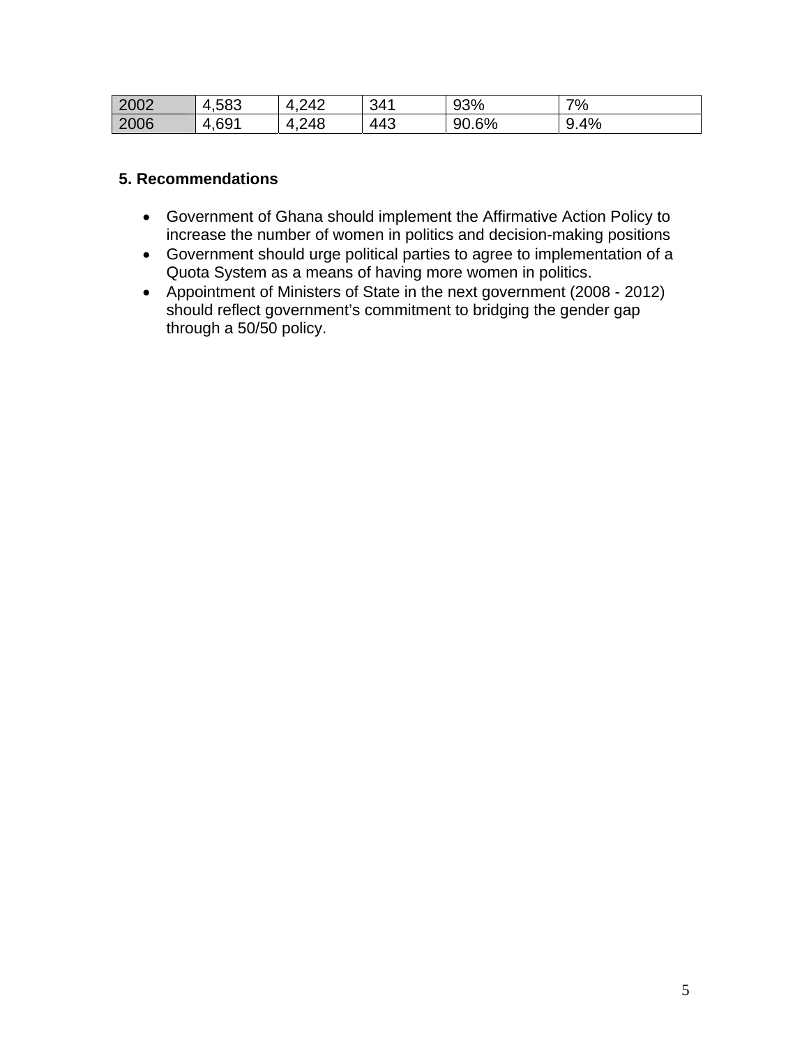| | | | | | |
|---|---|---|---|---|---|
| 2002 | 4,583 | 4,242 | 341 | 93% | 7% |
| 2006 | 4,691 | 4,248 | 443 | 90.6% | 9.4% |

**5. Recommendations**

- Government of Ghana should implement the Affirmative Action Policy to increase the number of women in politics and decision-making positions
- Government should urge political parties to agree to implementation of a Quota System as a means of having more women in politics.
- Appointment of Ministers of State in the next government (2008 - 2012) should reflect government's commitment to bridging the gender gap through a 50/50 policy.